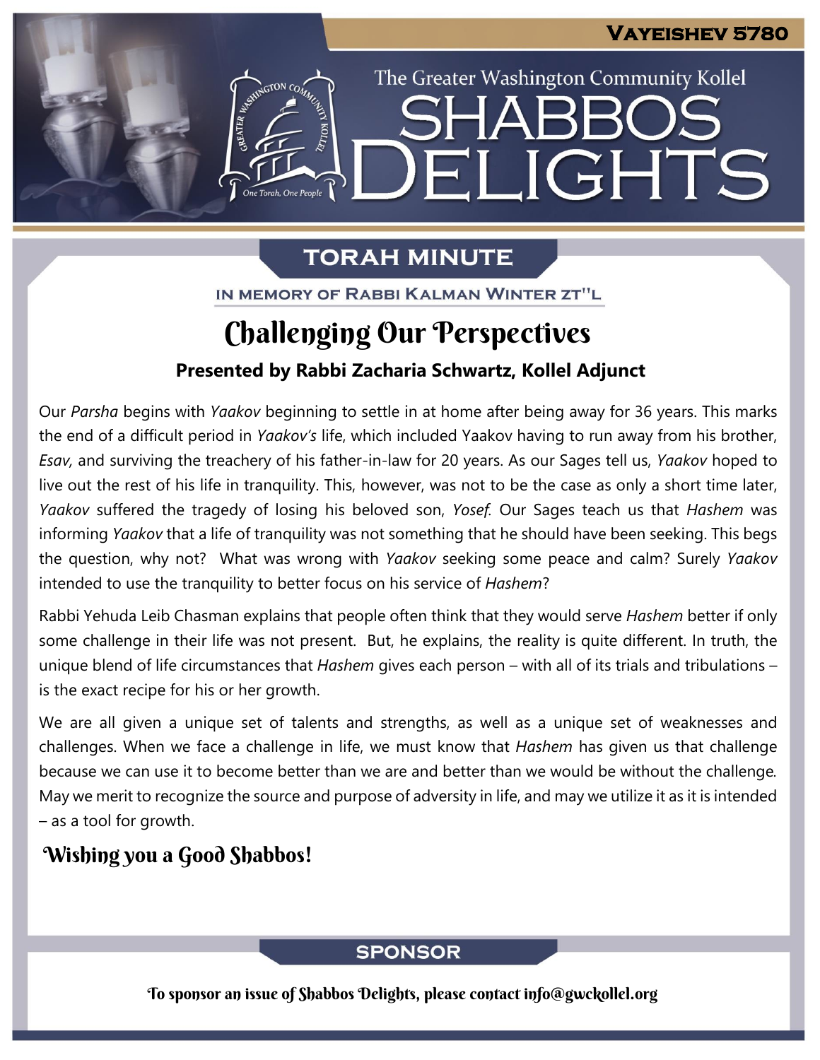# Vayeishev 5780

The Greater Washington Community Kollel

# SHABBOS DELIGHTS

## TORAH MINUTE

IN MEMORY OF RABBI KALMAN WINTER ZT"L

## Challenging Our Perspectives

**Presented by Rabbi Zacharia Schwartz, Kollel Adjunct**

Our *Parsha* begins with *Yaakov* beginning to settle in at home after being away for 36 years. This marks the end of a difficult period in *Yaakov's* life, which included Yaakov having to run away from his brother, *Esav,* and surviving the treachery of his father-in-law for 20 years. As our Sages tell us, *Yaakov* hoped to live out the rest of his life in tranquility. This, however, was not to be the case as only a short time later, *Yaakov* suffered the tragedy of losing his beloved son, *Yosef.* Our Sages teach us that *Hashem* was informing *Yaakov* that a life of tranquility was not something that he should have been seeking. This begs the question, why not? What was wrong with *Yaakov* seeking some peace and calm? Surely *Yaakov* intended to use the tranquility to better focus on his service of *Hashem*?

Rabbi Yehuda Leib Chasman explains that people often think that they would serve *Hashem* better if only some challenge in their life was not present. But, he explains, the reality is quite different. In truth, the unique blend of life circumstances that *Hashem* gives each person – with all of its trials and tribulations – is the exact recipe for his or her growth.

We are all given a unique set of talents and strengths, as well as a unique set of weaknesses and challenges. When we face a challenge in life, we must know that *Hashem* has given us that challenge because we can use it to become better than we are and better than we would be without the challenge. May we merit to recognize the source and purpose of adversity in life, and may we utilize it as it is intended – as a tool for growth.

**Wishing you a Good Shabbos!**

## SPONSOR

To sponsor an issue of Shabbos Delights, please contact info@gwckollel.org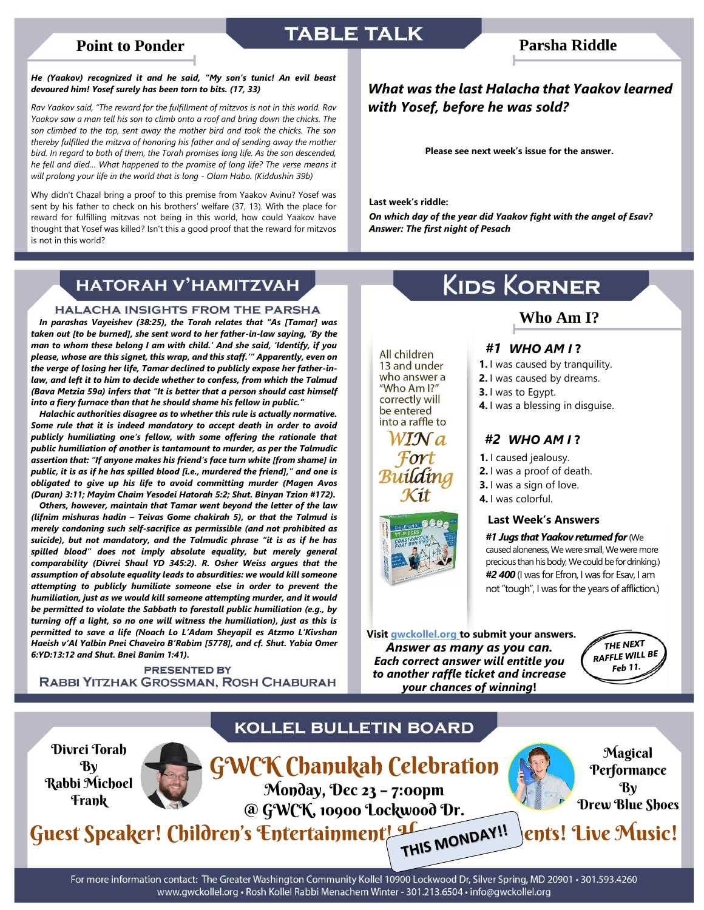# TABLE TALK

## Point to Ponder

***He (Yaakov) recognized it and he said, "My son's tunic! An evil beast devoured him! Yosef surely has been torn to bits. (17, 33)***

*Rav Yaakov said, "The reward for the fulfillment of mitzvos is not in this world. Rav Yaakov saw a man tell his son to climb onto a roof and bring down the chicks. The son climbed to the top, sent away the mother bird and took the chicks. The son thereby fulfilled the mitzva of honoring his father and of sending away the mother bird. In regard to both of them, the Torah promises long life. As the son descended, he fell and died... What happened to the promise of long life? The verse means it will prolong your life in the world that is long - Olam Habo. (Kiddushin 39b)*

Why didn't Chazal bring a proof to this premise from Yaakov Avinu? Yosef was sent by his father to check on his brothers' welfare (37, 13). With the place for reward for fulfilling mitzvas not being in this world, how could Yaakov have thought that Yosef was killed? Isn't this a good proof that the reward for mitzvos is not in this world?

## Parsha Riddle

***What was the last Halacha that Yaakov learned with Yosef, before he was sold?***

**Please see next week's issue for the answer.**

**Last week's riddle:**

***On which day of the year did Yaakov fight with the angel of Esav?***
***Answer: The first night of Pesach***

## HATORAH V'HAMITZVAH

### HALACHA INSIGHTS FROM THE PARSHA

***In parashas Vayeishev (38:25), the Torah relates that "As [Tamar] was taken out [to be burned], she sent word to her father-in-law saying, 'By the man to whom these belong I am with child.' And she said, 'Identify, if you please, whose are this signet, this wrap, and this staff.'" Apparently, even on the verge of losing her life, Tamar declined to publicly expose her father-in-law, and left it to him to decide whether to confess, from which the Talmud (Bava Metzia 59a) infers that "It is better that a person should cast himself into a fiery furnace than that he should shame his fellow in public."***

***Halachic authorities disagree as to whether this rule is actually normative. Some rule that it is indeed mandatory to accept death in order to avoid publicly humiliating one's fellow, with some offering the rationale that public humiliation of another is tantamount to murder, as per the Talmudic assertion that: "If anyone makes his friend's face turn white [from shame] in public, it is as if he has spilled blood [i.e., murdered the friend]," and one is obligated to give up his life to avoid committing murder (Magen Avos (Duran) 3:11; Mayim Chaim Yesodei Hatorah 5:2; Shut. Binyan Tzion #172).***

***Others, however, maintain that Tamar went beyond the letter of the law (lifnim mishuras hadin – Teivas Gome chakirah 5), or that the Talmud is merely condoning such self-sacrifice as permissible (and not prohibited as suicide), but not mandatory, and the Talmudic phrase "it is as if he has spilled blood" does not imply absolute equality, but merely general comparability (Divrei Shaul YD 345:2). R. Osher Weiss argues that the assumption of absolute equality leads to absurdities: we would kill someone attempting to publicly humiliate someone else in order to prevent the humiliation, just as we would kill someone attempting murder, and it would be permitted to violate the Sabbath to forestall public humiliation (e.g., by turning off a light, so no one will witness the humiliation), just as this is permitted to save a life (Noach Lo L'Adam Sheyapil es Atzmo L'Kivshan Haeish v'Al Yalbin Pnei Chaveiro B'Rabim [5778], and cf. Shut. Yabia Omer 6:YD:13:12 and Shut. Bnei Banim 1:41).***

PRESENTED BY
RABBI YITZHAK GROSSMAN, ROSH CHABURAH

## KIDS KORNER

### Who Am I?

All children 13 and under who answer a "Who Am I?" correctly will be entered into a raffle to

*WIN a Fort Building Kit*

#### #1 WHO AM I ?

1. I was caused by tranquility.
2. I was caused by dreams.
3. I was to Egypt.
4. I was a blessing in disguise.

#### #2 WHO AM I ?

1. I caused jealousy.
2. I was a proof of death.
3. I was a sign of love.
4. I was colorful.

#### Last Week's Answers

***#1 Jugs that Yaakov returned for*** (We caused aloneness, We were small, We were more precious than his body, We could be for drinking.) ***#2 400*** (I was for Efron, I was for Esav, I am not "tough", I was for the years of affliction.)

**Visit gwckollel.org to submit your answers.**
***Answer as many as you can. Each correct answer will entitle you to another raffle ticket and increase your chances of winning!***

*THE NEXT RAFFLE WILL BE Feb 11.*

## KOLLEL BULLETIN BOARD

# GWCK Chanukah Celebration

Monday, Dec 23 – 7:00pm
@ GWCK, 10900 Lockwood Dr.

Divrei Torah By Rabbi Michoel Frank

Magical Performance By Drew Blue Shoes

Guest Speaker! Children's Entertainment! [...]ents! Live Music!

**THIS MONDAY!!**

For more information contact: The Greater Washington Community Kollel 10900 Lockwood Dr, Silver Spring, MD 20901 • 301.593.4260
www.gwckollel.org • Rosh Kollel Rabbi Menachem Winter - 301.213.6504 • info@gwckollel.org